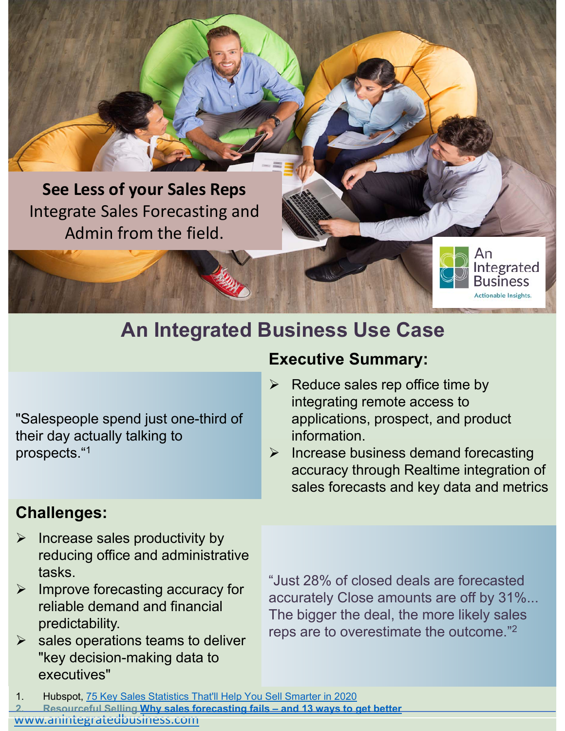**See Less of your Sales Reps**
Integrate Sales Forecasting and Admin from the field.

An Integrated Business
Actionable Insights.

# An Integrated Business Use Case

"Salespeople spend just one-third of their day actually talking to prospects."[1]

## Executive Summary:

- Reduce sales rep office time by integrating remote access to applications, prospect, and product information.
- Increase business demand forecasting accuracy through Realtime integration of sales forecasts and key data and metrics

## Challenges:

- Increase sales productivity by reducing office and administrative tasks.
- Improve forecasting accuracy for reliable demand and financial predictability.
- sales operations teams to deliver "key decision-making data to executives"

"Just 28% of closed deals are forecasted accurately Close amounts are off by 31%... The bigger the deal, the more likely sales reps are to overestimate the outcome."[2]

1. Hubspot, [75 Key Sales Statistics That'll Help You Sell Smarter in 2020]()
2. Resourceful Selling [**Why sales forecasting fails – and 13 ways to get better**]()

www.anintegratedbusiness.com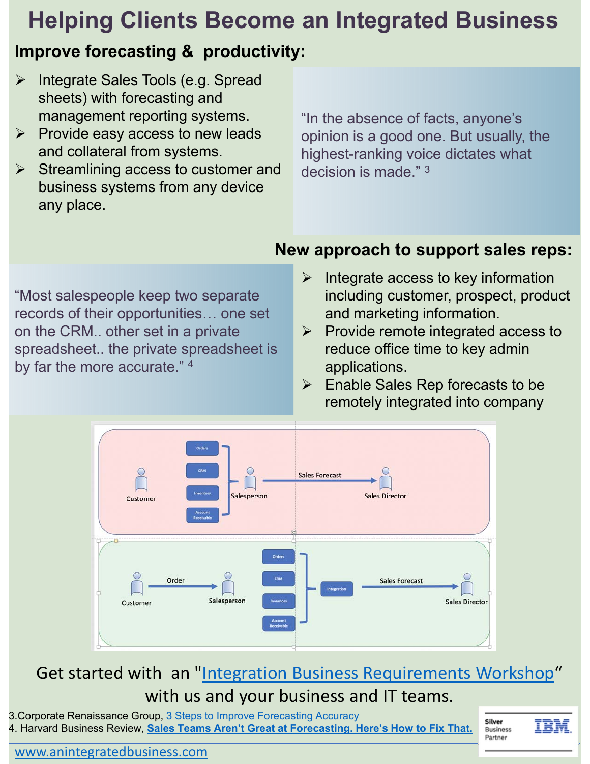# Helping Clients Become an Integrated Business

## Improve forecasting & productivity:

- Integrate Sales Tools (e.g. Spread sheets) with forecasting and management reporting systems.
- Provide easy access to new leads and collateral from systems.
- Streamlining access to customer and business systems from any device any place.

"In the absence of facts, anyone's opinion is a good one. But usually, the highest-ranking voice dictates what decision is made." [3]

## New approach to support sales reps:

"Most salespeople keep two separate records of their opportunities… one set on the CRM.. other set in a private spreadsheet.. the private spreadsheet is by far the more accurate." [4]

- Integrate access to key information including customer, prospect, product and marketing information.
- Provide remote integrated access to reduce office time to key admin applications.
- Enable Sales Rep forecasts to be remotely integrated into company

Orders
CRM
Inventory
Account Receivable
Customer
Salesperson
Sales Forecast
Sales Director

Order
Customer
Salesperson
Orders
CRM
Inventory
Account Receivable
Integration
Sales Forecast
Sales Director

Get started with an "Integration Business Requirements Workshop" with us and your business and IT teams.

3.Corporate Renaissance Group, 3 Steps to Improve Forecasting Accuracy
4. Harvard Business Review, **Sales Teams Aren't Great at Forecasting. Here's How to Fix That.**

Silver Business Partner IBM

www.anintegratedbusiness.com